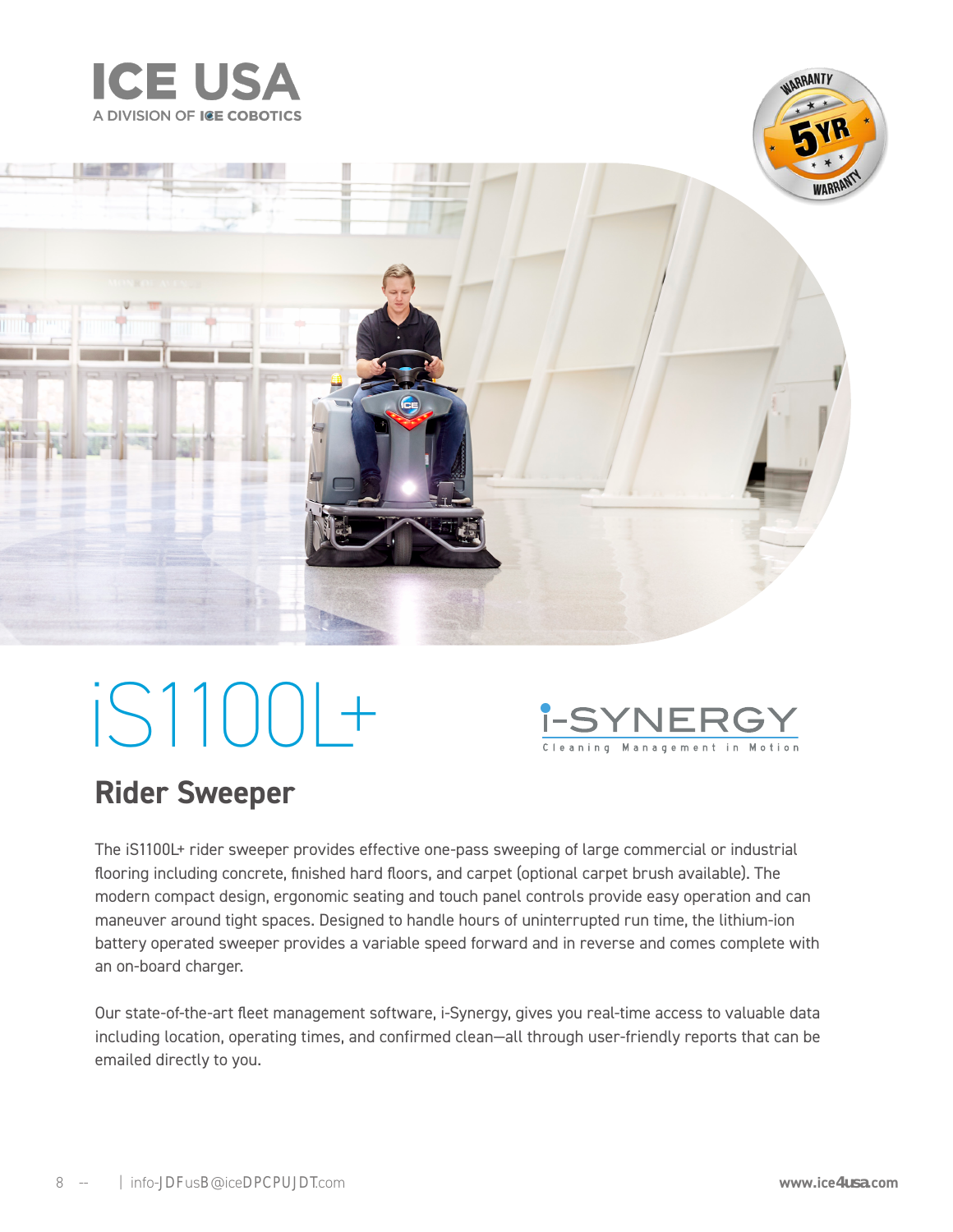# ICE USA

A DIVISION OF ICE COBOTICS

5YR WARRANTY

# iS1100L+

i-SYNERGY

Cleaning Management in Motion

## Rider Sweeper

The iS1100L+ rider sweeper provides effective one-pass sweeping of large commercial or industrial flooring including concrete, finished hard floors, and carpet (optional carpet brush available). The modern compact design, ergonomic seating and touch panel controls provide easy operation and can maneuver around tight spaces. Designed to handle hours of uninterrupted run time, the lithium-ion battery operated sweeper provides a variable speed forward and in reverse and comes complete with an on-board charger.

Our state-of-the-art fleet management software, i-Synergy, gives you real-time access to valuable data including location, operating times, and confirmed clean—all through user-friendly reports that can be emailed directly to you.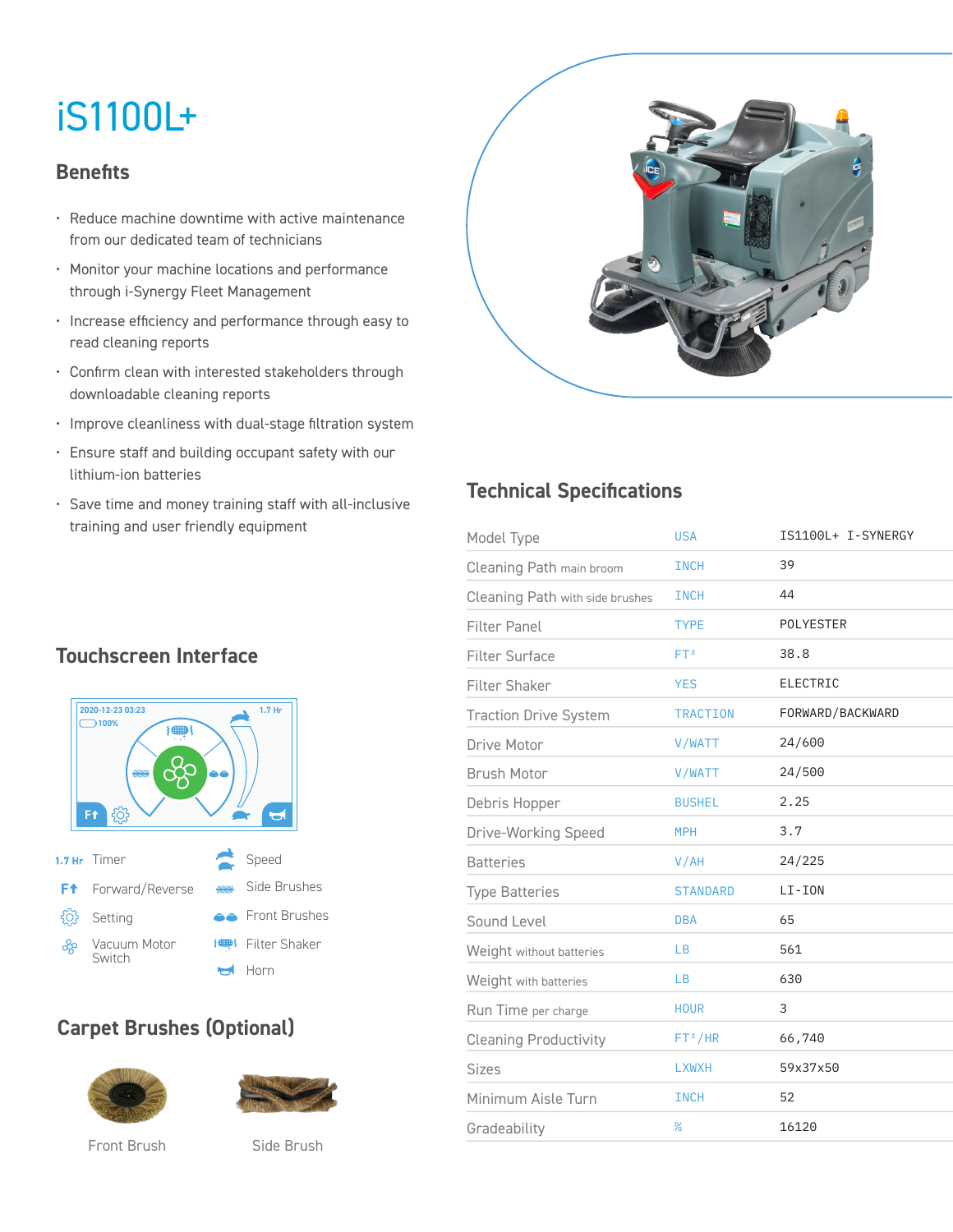# iS1100L+

## Benefits

- Reduce machine downtime with active maintenance from our dedicated team of technicians
- Monitor your machine locations and performance through i-Synergy Fleet Management
- Increase efficiency and performance through easy to read cleaning reports
- Confirm clean with interested stakeholders through downloadable cleaning reports
- Improve cleanliness with dual-stage filtration system
- Ensure staff and building occupant safety with our lithium-ion batteries
- Save time and money training staff with all-inclusive training and user friendly equipment

## Touchscreen Interface

2020-12-23 03:23
100%
1.7 Hr

1.7 Hr Timer
Ft Forward/Reverse
Setting
Vacuum Motor Switch
Speed
Side Brushes
Front Brushes
Filter Shaker
Horn

## Carpet Brushes (Optional)

Front Brush

Side Brush

## Technical Specifications

| | | |
|---|---|---|
| Model Type | USA | IS1100L+ I-SYNERGY |
| Cleaning Path main broom | INCH | 39 |
| Cleaning Path with side brushes | INCH | 44 |
| Filter Panel | TYPE | POLYESTER |
| Filter Surface | FT² | 38.8 |
| Filter Shaker | YES | ELECTRIC |
| Traction Drive System | TRACTION | FORWARD/BACKWARD |
| Drive Motor | V/WATT | 24/600 |
| Brush Motor | V/WATT | 24/500 |
| Debris Hopper | BUSHEL | 2.25 |
| Drive-Working Speed | MPH | 3.7 |
| Batteries | V/AH | 24/225 |
| Type Batteries | STANDARD | LI-ION |
| Sound Level | DBA | 65 |
| Weight without batteries | LB | 561 |
| Weight with batteries | LB | 630 |
| Run Time per charge | HOUR | 3 |
| Cleaning Productivity | FT²/HR | 66,740 |
| Sizes | LXWXH | 59x37x50 |
| Minimum Aisle Turn | INCH | 52 |
| Gradeability | % | 16120 |